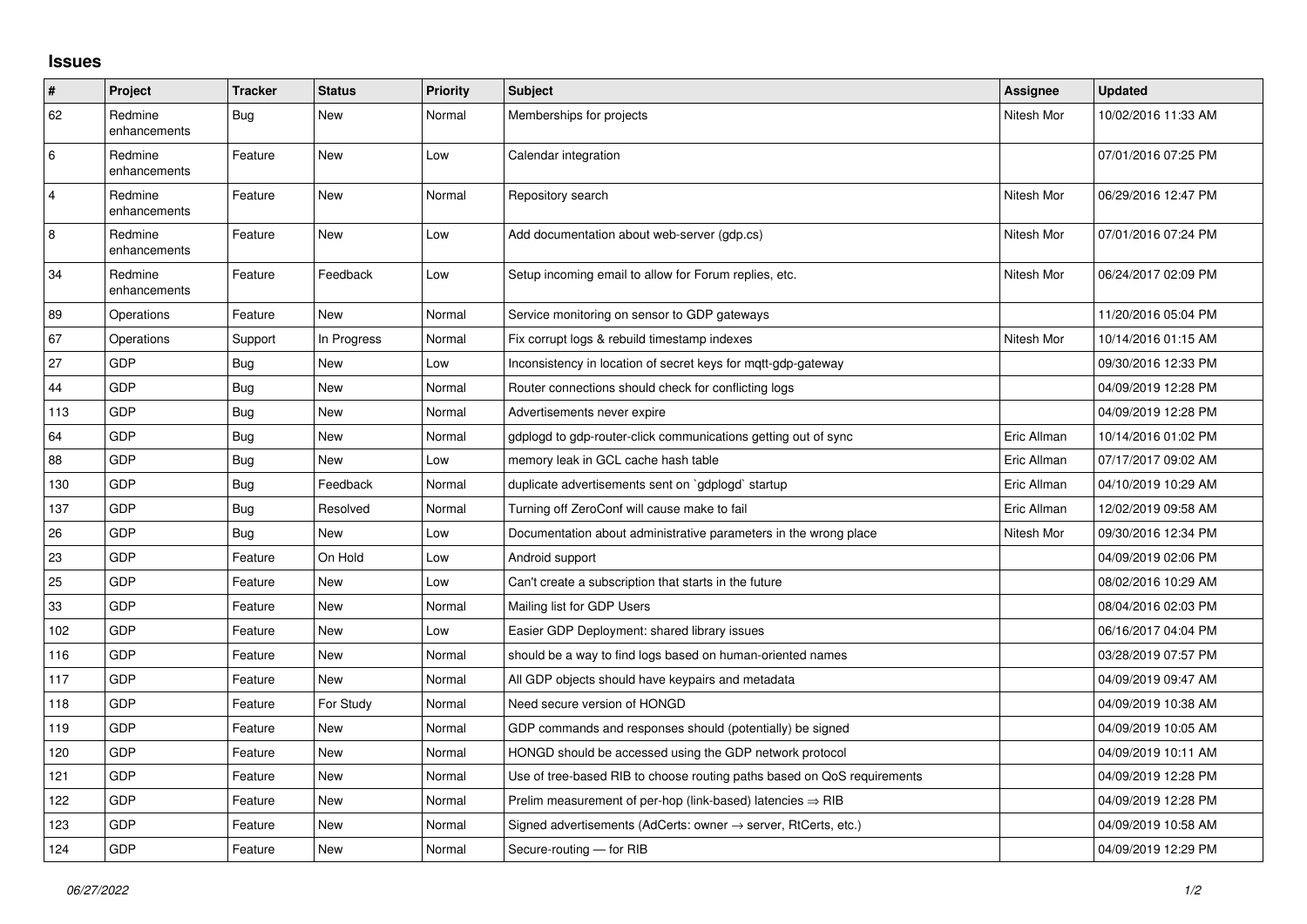## Issues

| # | Project | Tracker | Status | Priority | Subject | Assignee | Updated |
|---|---|---|---|---|---|---|---|
| 62 | Redmine enhancements | Bug | New | Normal | Memberships for projects | Nitesh Mor | 10/02/2016 11:33 AM |
| 6 | Redmine enhancements | Feature | New | Low | Calendar integration | | 07/01/2016 07:25 PM |
| 4 | Redmine enhancements | Feature | New | Normal | Repository search | Nitesh Mor | 06/29/2016 12:47 PM |
| 8 | Redmine enhancements | Feature | New | Low | Add documentation about web-server (gdp.cs) | Nitesh Mor | 07/01/2016 07:24 PM |
| 34 | Redmine enhancements | Feature | Feedback | Low | Setup incoming email to allow for Forum replies, etc. | Nitesh Mor | 06/24/2017 02:09 PM |
| 89 | Operations | Feature | New | Normal | Service monitoring on sensor to GDP gateways | | 11/20/2016 05:04 PM |
| 67 | Operations | Support | In Progress | Normal | Fix corrupt logs & rebuild timestamp indexes | Nitesh Mor | 10/14/2016 01:15 AM |
| 27 | GDP | Bug | New | Low | Inconsistency in location of secret keys for mqtt-gdp-gateway | | 09/30/2016 12:33 PM |
| 44 | GDP | Bug | New | Normal | Router connections should check for conflicting logs | | 04/09/2019 12:28 PM |
| 113 | GDP | Bug | New | Normal | Advertisements never expire | | 04/09/2019 12:28 PM |
| 64 | GDP | Bug | New | Normal | gdplogd to gdp-router-click communications getting out of sync | Eric Allman | 10/14/2016 01:02 PM |
| 88 | GDP | Bug | New | Low | memory leak in GCL cache hash table | Eric Allman | 07/17/2017 09:02 AM |
| 130 | GDP | Bug | Feedback | Normal | duplicate advertisements sent on `gdplogd` startup | Eric Allman | 04/10/2019 10:29 AM |
| 137 | GDP | Bug | Resolved | Normal | Turning off ZeroConf will cause make to fail | Eric Allman | 12/02/2019 09:58 AM |
| 26 | GDP | Bug | New | Low | Documentation about administrative parameters in the wrong place | Nitesh Mor | 09/30/2016 12:34 PM |
| 23 | GDP | Feature | On Hold | Low | Android support | | 04/09/2019 02:06 PM |
| 25 | GDP | Feature | New | Low | Can't create a subscription that starts in the future | | 08/02/2016 10:29 AM |
| 33 | GDP | Feature | New | Normal | Mailing list for GDP Users | | 08/04/2016 02:03 PM |
| 102 | GDP | Feature | New | Low | Easier GDP Deployment: shared library issues | | 06/16/2017 04:04 PM |
| 116 | GDP | Feature | New | Normal | should be a way to find logs based on human-oriented names | | 03/28/2019 07:57 PM |
| 117 | GDP | Feature | New | Normal | All GDP objects should have keypairs and metadata | | 04/09/2019 09:47 AM |
| 118 | GDP | Feature | For Study | Normal | Need secure version of HONGD | | 04/09/2019 10:38 AM |
| 119 | GDP | Feature | New | Normal | GDP commands and responses should (potentially) be signed | | 04/09/2019 10:05 AM |
| 120 | GDP | Feature | New | Normal | HONGD should be accessed using the GDP network protocol | | 04/09/2019 10:11 AM |
| 121 | GDP | Feature | New | Normal | Use of tree-based RIB to choose routing paths based on QoS requirements | | 04/09/2019 12:28 PM |
| 122 | GDP | Feature | New | Normal | Prelim measurement of per-hop (link-based) latencies ⇒ RIB | | 04/09/2019 12:28 PM |
| 123 | GDP | Feature | New | Normal | Signed advertisements (AdCerts: owner → server, RtCerts, etc.) | | 04/09/2019 10:58 AM |
| 124 | GDP | Feature | New | Normal | Secure-routing — for RIB | | 04/09/2019 12:29 PM |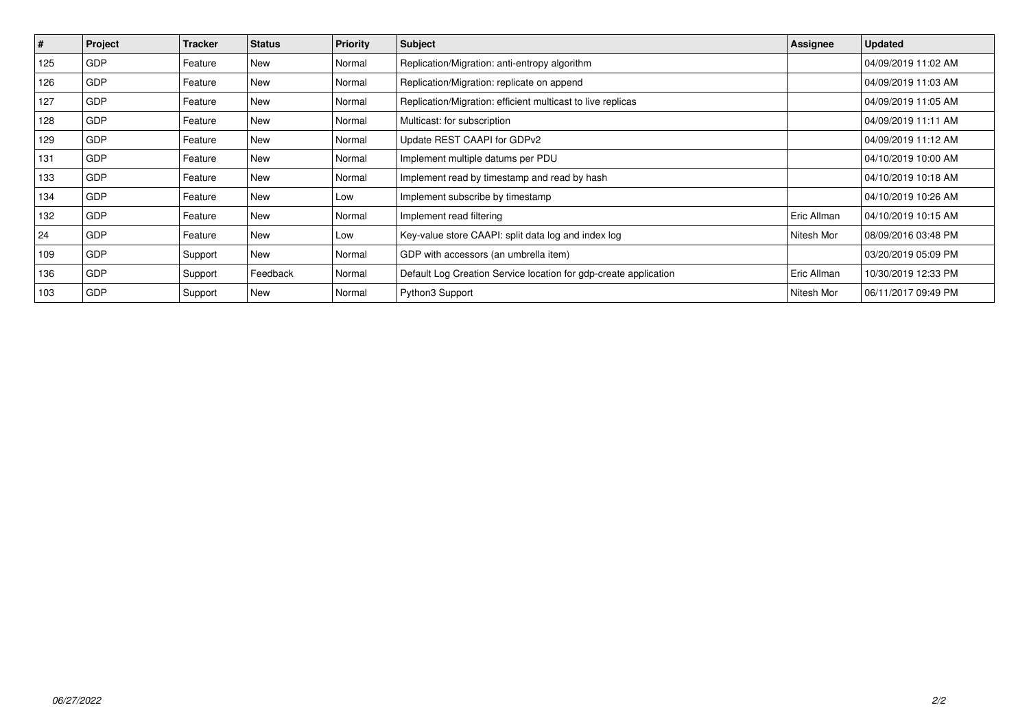| # | Project | Tracker | Status | Priority | Subject | Assignee | Updated |
|---|---|---|---|---|---|---|---|
| 125 | GDP | Feature | New | Normal | Replication/Migration: anti-entropy algorithm | | 04/09/2019 11:02 AM |
| 126 | GDP | Feature | New | Normal | Replication/Migration: replicate on append | | 04/09/2019 11:03 AM |
| 127 | GDP | Feature | New | Normal | Replication/Migration: efficient multicast to live replicas | | 04/09/2019 11:05 AM |
| 128 | GDP | Feature | New | Normal | Multicast: for subscription | | 04/09/2019 11:11 AM |
| 129 | GDP | Feature | New | Normal | Update REST CAAPI for GDPv2 | | 04/09/2019 11:12 AM |
| 131 | GDP | Feature | New | Normal | Implement multiple datums per PDU | | 04/10/2019 10:00 AM |
| 133 | GDP | Feature | New | Normal | Implement read by timestamp and read by hash | | 04/10/2019 10:18 AM |
| 134 | GDP | Feature | New | Low | Implement subscribe by timestamp | | 04/10/2019 10:26 AM |
| 132 | GDP | Feature | New | Normal | Implement read filtering | Eric Allman | 04/10/2019 10:15 AM |
| 24 | GDP | Feature | New | Low | Key-value store CAAPI: split data log and index log | Nitesh Mor | 08/09/2016 03:48 PM |
| 109 | GDP | Support | New | Normal | GDP with accessors (an umbrella item) | | 03/20/2019 05:09 PM |
| 136 | GDP | Support | Feedback | Normal | Default Log Creation Service location for gdp-create application | Eric Allman | 10/30/2019 12:33 PM |
| 103 | GDP | Support | New | Normal | Python3 Support | Nitesh Mor | 06/11/2017 09:49 PM |